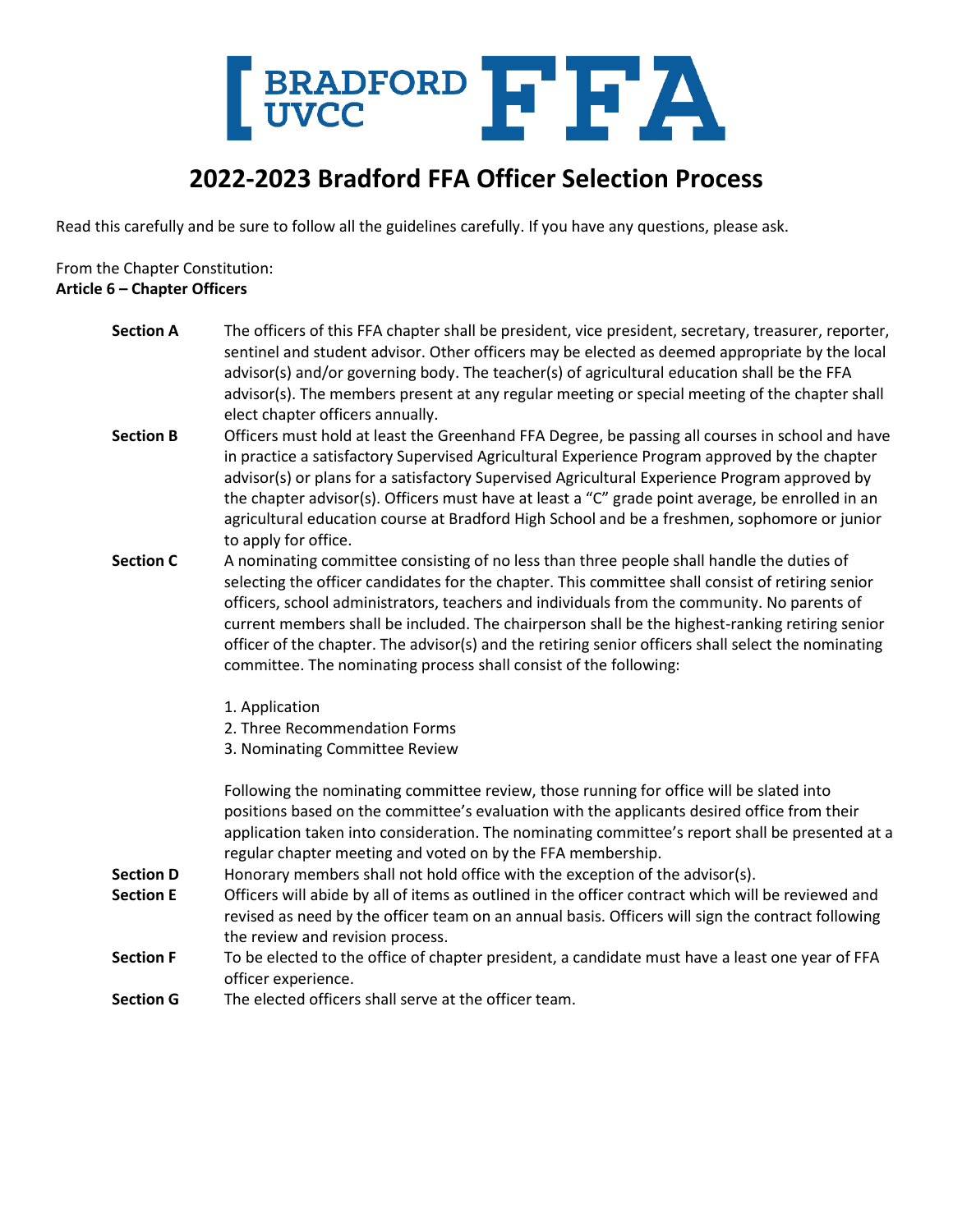BRADFORD UVCC FFA

# 2022-2023 Bradford FFA Officer Selection Process

Read this carefully and be sure to follow all the guidelines carefully. If you have any questions, please ask.

From the Chapter Constitution:
**Article 6 – Chapter Officers**

**Section A** The officers of this FFA chapter shall be president, vice president, secretary, treasurer, reporter, sentinel and student advisor. Other officers may be elected as deemed appropriate by the local advisor(s) and/or governing body. The teacher(s) of agricultural education shall be the FFA advisor(s). The members present at any regular meeting or special meeting of the chapter shall elect chapter officers annually.

**Section B** Officers must hold at least the Greenhand FFA Degree, be passing all courses in school and have in practice a satisfactory Supervised Agricultural Experience Program approved by the chapter advisor(s) or plans for a satisfactory Supervised Agricultural Experience Program approved by the chapter advisor(s). Officers must have at least a "C" grade point average, be enrolled in an agricultural education course at Bradford High School and be a freshmen, sophomore or junior to apply for office.

**Section C** A nominating committee consisting of no less than three people shall handle the duties of selecting the officer candidates for the chapter. This committee shall consist of retiring senior officers, school administrators, teachers and individuals from the community. No parents of current members shall be included. The chairperson shall be the highest-ranking retiring senior officer of the chapter. The advisor(s) and the retiring senior officers shall select the nominating committee. The nominating process shall consist of the following:

1. Application
2. Three Recommendation Forms
3. Nominating Committee Review

Following the nominating committee review, those running for office will be slated into positions based on the committee's evaluation with the applicants desired office from their application taken into consideration. The nominating committee's report shall be presented at a regular chapter meeting and voted on by the FFA membership.

**Section D** Honorary members shall not hold office with the exception of the advisor(s).

**Section E** Officers will abide by all of items as outlined in the officer contract which will be reviewed and revised as need by the officer team on an annual basis. Officers will sign the contract following the review and revision process.

**Section F** To be elected to the office of chapter president, a candidate must have a least one year of FFA officer experience.

**Section G** The elected officers shall serve at the officer team.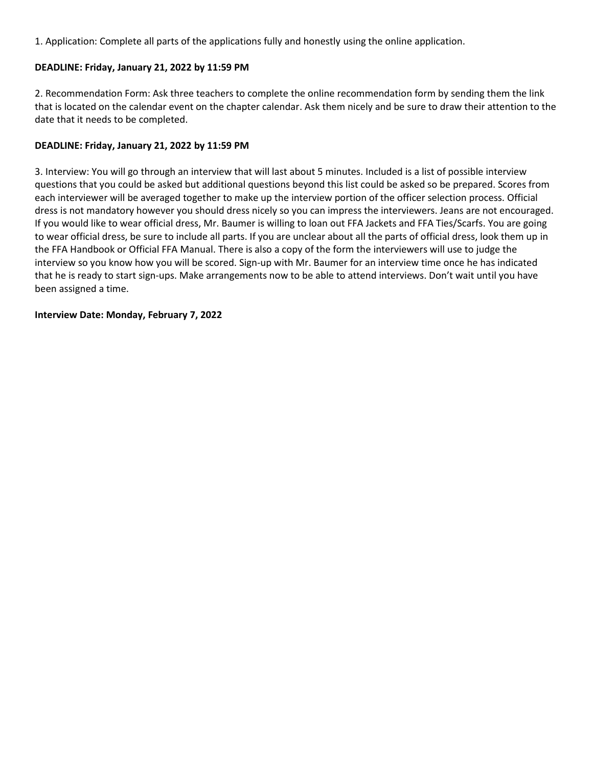1. Application: Complete all parts of the applications fully and honestly using the online application.

**DEADLINE: Friday, January 21, 2022 by 11:59 PM**

2. Recommendation Form: Ask three teachers to complete the online recommendation form by sending them the link that is located on the calendar event on the chapter calendar. Ask them nicely and be sure to draw their attention to the date that it needs to be completed.

**DEADLINE: Friday, January 21, 2022 by 11:59 PM**

3. Interview: You will go through an interview that will last about 5 minutes. Included is a list of possible interview questions that you could be asked but additional questions beyond this list could be asked so be prepared. Scores from each interviewer will be averaged together to make up the interview portion of the officer selection process. Official dress is not mandatory however you should dress nicely so you can impress the interviewers. Jeans are not encouraged. If you would like to wear official dress, Mr. Baumer is willing to loan out FFA Jackets and FFA Ties/Scarfs. You are going to wear official dress, be sure to include all parts. If you are unclear about all the parts of official dress, look them up in the FFA Handbook or Official FFA Manual. There is also a copy of the form the interviewers will use to judge the interview so you know how you will be scored. Sign-up with Mr. Baumer for an interview time once he has indicated that he is ready to start sign-ups. Make arrangements now to be able to attend interviews. Don't wait until you have been assigned a time.

**Interview Date: Monday, February 7, 2022**